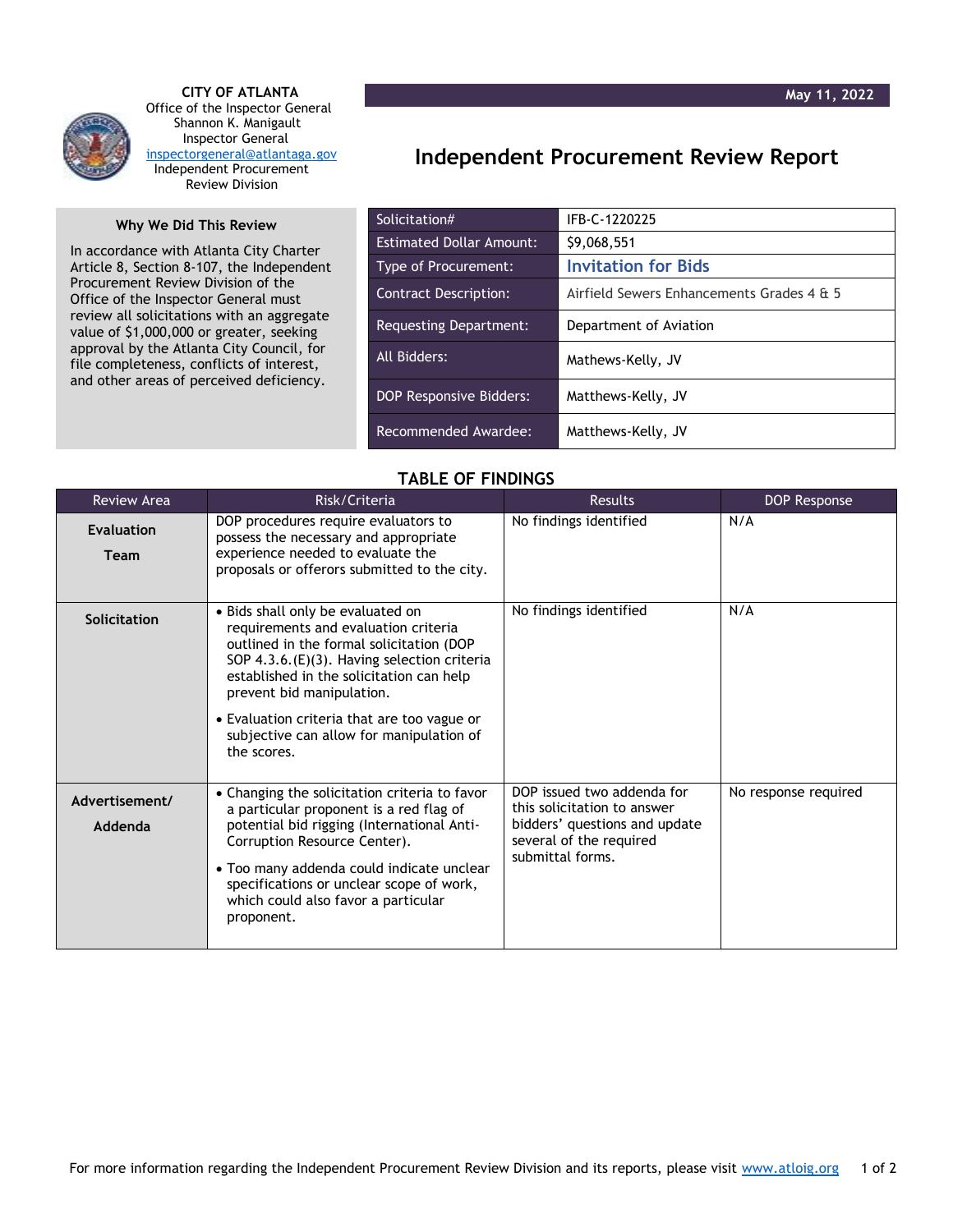**CITY OF ATLANTA**
Office of the Inspector General
Shannon K. Manigault
Inspector General
inspectorgeneral@atlantaga.gov
Independent Procurement Review Division

**May 11, 2022**

# Independent Procurement Review Report

### Why We Did This Review

In accordance with Atlanta City Charter Article 8, Section 8-107, the Independent Procurement Review Division of the Office of the Inspector General must review all solicitations with an aggregate value of $1,000,000 or greater, seeking approval by the Atlanta City Council, for file completeness, conflicts of interest, and other areas of perceived deficiency.

| | |
|---|---|
| Solicitation# | IFB-C-1220225 |
| Estimated Dollar Amount: | $9,068,551 |
| Type of Procurement: | **Invitation for Bids** |
| Contract Description: | Airfield Sewers Enhancements Grades 4 & 5 |
| Requesting Department: | Department of Aviation |
| All Bidders: | Mathews-Kelly, JV |
| DOP Responsive Bidders: | Matthews-Kelly, JV |
| Recommended Awardee: | Matthews-Kelly, JV |

## TABLE OF FINDINGS

| Review Area | Risk/Criteria | Results | DOP Response |
|---|---|---|---|
| **Evaluation Team** | DOP procedures require evaluators to possess the necessary and appropriate experience needed to evaluate the proposals or offerors submitted to the city. | No findings identified | N/A |
| **Solicitation** | • Bids shall only be evaluated on requirements and evaluation criteria outlined in the formal solicitation (DOP SOP 4.3.6.(E)(3). Having selection criteria established in the solicitation can help prevent bid manipulation.<br>• Evaluation criteria that are too vague or subjective can allow for manipulation of the scores. | No findings identified | N/A |
| **Advertisement/ Addenda** | • Changing the solicitation criteria to favor a particular proponent is a red flag of potential bid rigging (International Anti-Corruption Resource Center).<br>• Too many addenda could indicate unclear specifications or unclear scope of work, which could also favor a particular proponent. | DOP issued two addenda for this solicitation to answer bidders' questions and update several of the required submittal forms. | No response required |

For more information regarding the Independent Procurement Review Division and its reports, please visit www.atloig.org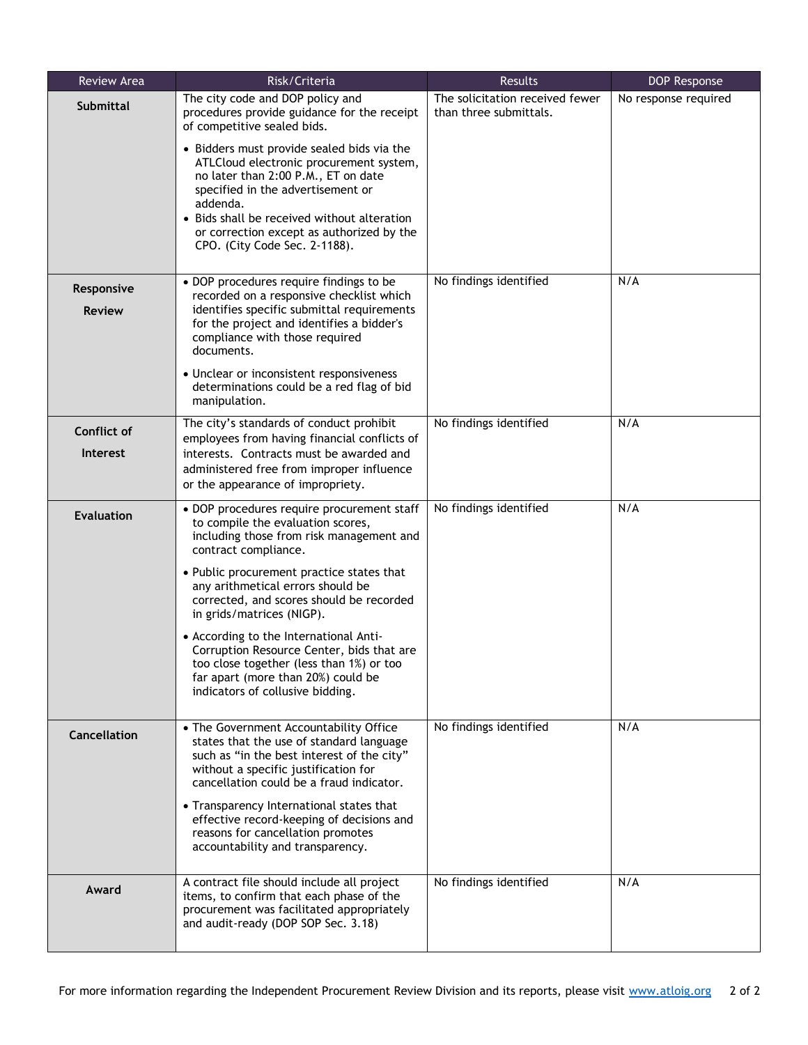| Review Area | Risk/Criteria | Results | DOP Response |
|---|---|---|---|
| **Submittal** | The city code and DOP policy and procedures provide guidance for the receipt of competitive sealed bids.<br>• Bidders must provide sealed bids via the ATLCloud electronic procurement system, no later than 2:00 P.M., ET on date specified in the advertisement or addenda.<br>• Bids shall be received without alteration or correction except as authorized by the CPO. (City Code Sec. 2-1188). | The solicitation received fewer than three submittals. | No response required |
| **Responsive Review** | • DOP procedures require findings to be recorded on a responsive checklist which identifies specific submittal requirements for the project and identifies a bidder's compliance with those required documents.<br>• Unclear or inconsistent responsiveness determinations could be a red flag of bid manipulation. | No findings identified | N/A |
| **Conflict of Interest** | The city's standards of conduct prohibit employees from having financial conflicts of interests. Contracts must be awarded and administered free from improper influence or the appearance of impropriety. | No findings identified | N/A |
| **Evaluation** | • DOP procedures require procurement staff to compile the evaluation scores, including those from risk management and contract compliance.<br>• Public procurement practice states that any arithmetical errors should be corrected, and scores should be recorded in grids/matrices (NIGP).<br>• According to the International Anti-Corruption Resource Center, bids that are too close together (less than 1%) or too far apart (more than 20%) could be indicators of collusive bidding. | No findings identified | N/A |
| **Cancellation** | • The Government Accountability Office states that the use of standard language such as "in the best interest of the city" without a specific justification for cancellation could be a fraud indicator.<br>• Transparency International states that effective record-keeping of decisions and reasons for cancellation promotes accountability and transparency. | No findings identified | N/A |
| **Award** | A contract file should include all project items, to confirm that each phase of the procurement was facilitated appropriately and audit-ready (DOP SOP Sec. 3.18) | No findings identified | N/A |

For more information regarding the Independent Procurement Review Division and its reports, please visit www.atloig.org